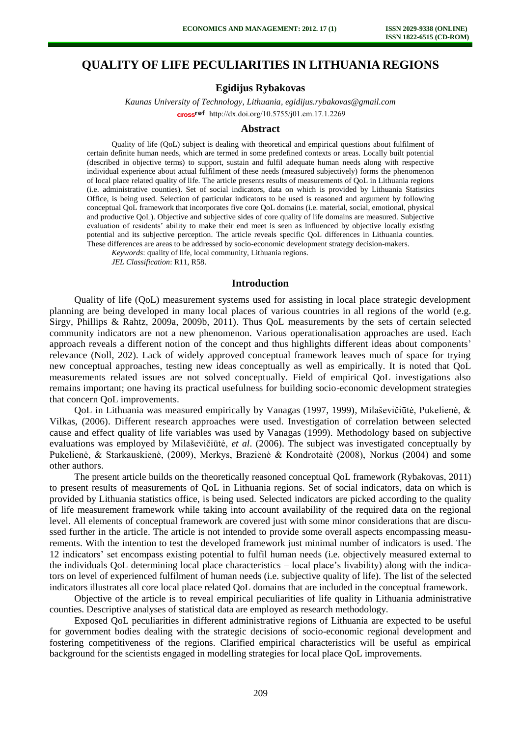# QUALITY OF LIFE PECULIARITIES IN LITHUANIA REGIONS

**Egidijus Rybakovas**

*Kaunas University of Technology, Lithuania, egidijus.rybakovas@gmail.com*

http://dx.doi.org/10.5755/j01.em.17.1.2269

## Abstract

Quality of life (QoL) subject is dealing with theoretical and empirical questions about fulfilment of certain definite human needs, which are termed in some predefined contexts or areas. Locally built potential (described in objective terms) to support, sustain and fulfil adequate human needs along with respective individual experience about actual fulfilment of these needs (measured subjectively) forms the phenomenon of local place related quality of life. The article presents results of measurements of QoL in Lithuania regions (i.e. administrative counties). Set of social indicators, data on which is provided by Lithuania Statistics Office, is being used. Selection of particular indicators to be used is reasoned and argument by following conceptual QoL framework that incorporates five core QoL domains (i.e. material, social, emotional, physical and productive QoL). Objective and subjective sides of core quality of life domains are measured. Subjective evaluation of residents' ability to make their end meet is seen as influenced by objective locally existing potential and its subjective perception. The article reveals specific QoL differences in Lithuania counties. These differences are areas to be addressed by socio-economic development strategy decision-makers.

*Keywords*: quality of life, local community, Lithuania regions.

*JEL Classification*: R11, R58.

## Introduction

Quality of life (QoL) measurement systems used for assisting in local place strategic development planning are being developed in many local places of various countries in all regions of the world (e.g. Sirgy, Phillips & Rahtz, 2009a, 2009b, 2011). Thus QoL measurements by the sets of certain selected community indicators are not a new phenomenon. Various operationalisation approaches are used. Each approach reveals a different notion of the concept and thus highlights different ideas about components' relevance (Noll, 202). Lack of widely approved conceptual framework leaves much of space for trying new conceptual approaches, testing new ideas conceptually as well as empirically. It is noted that QoL measurements related issues are not solved conceptually. Field of empirical QoL investigations also remains important; one having its practical usefulness for building socio-economic development strategies that concern QoL improvements.

QoL in Lithuania was measured empirically by Vanagas (1997, 1999), Milaševičiūtė, Pukelienė, & Vilkas, (2006). Different research approaches were used. Investigation of correlation between selected cause and effect quality of life variables was used by Vanagas (1999). Methodology based on subjective evaluations was employed by Milaševičiūtė, *et al*. (2006). The subject was investigated conceptually by Pukelienė, & Starkauskienė, (2009), Merkys, Brazienė & Kondrotaitė (2008), Norkus (2004) and some other authors.

The present article builds on the theoretically reasoned conceptual QoL framework (Rybakovas, 2011) to present results of measurements of QoL in Lithuania regions. Set of social indicators, data on which is provided by Lithuania statistics office, is being used. Selected indicators are picked according to the quality of life measurement framework while taking into account availability of the required data on the regional level. All elements of conceptual framework are covered just with some minor considerations that are discussed further in the article. The article is not intended to provide some overall aspects encompassing measurements. With the intention to test the developed framework just minimal number of indicators is used. The 12 indicators' set encompass existing potential to fulfil human needs (i.e. objectively measured external to the individuals QoL determining local place characteristics – local place's livability) along with the indicators on level of experienced fulfilment of human needs (i.e. subjective quality of life). The list of the selected indicators illustrates all core local place related QoL domains that are included in the conceptual framework.

Objective of the article is to reveal empirical peculiarities of life quality in Lithuania administrative counties. Descriptive analyses of statistical data are employed as research methodology.

Exposed QoL peculiarities in different administrative regions of Lithuania are expected to be useful for government bodies dealing with the strategic decisions of socio-economic regional development and fostering competitiveness of the regions. Clarified empirical characteristics will be useful as empirical background for the scientists engaged in modelling strategies for local place QoL improvements.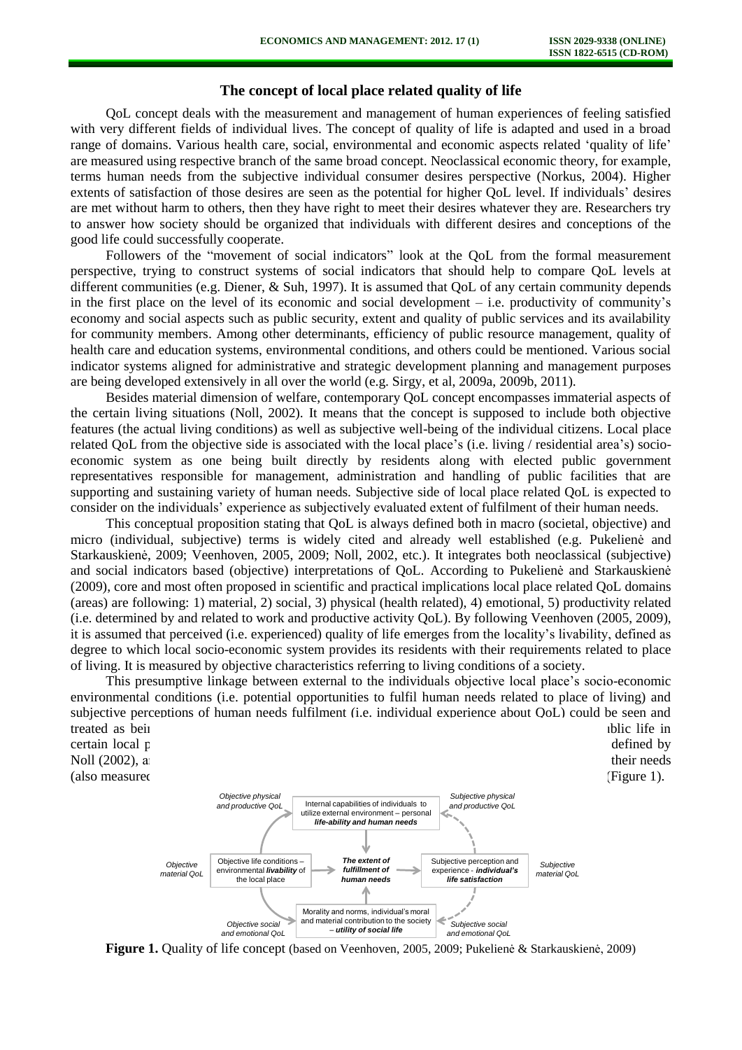## The concept of local place related quality of life

QoL concept deals with the measurement and management of human experiences of feeling satisfied with very different fields of individual lives. The concept of quality of life is adapted and used in a broad range of domains. Various health care, social, environmental and economic aspects related 'quality of life' are measured using respective branch of the same broad concept. Neoclassical economic theory, for example, terms human needs from the subjective individual consumer desires perspective (Norkus, 2004). Higher extents of satisfaction of those desires are seen as the potential for higher QoL level. If individuals' desires are met without harm to others, then they have right to meet their desires whatever they are. Researchers try to answer how society should be organized that individuals with different desires and conceptions of the good life could successfully cooperate.

Followers of the "movement of social indicators" look at the QoL from the formal measurement perspective, trying to construct systems of social indicators that should help to compare QoL levels at different communities (e.g. Diener, & Suh, 1997). It is assumed that QoL of any certain community depends in the first place on the level of its economic and social development – i.e. productivity of community's economy and social aspects such as public security, extent and quality of public services and its availability for community members. Among other determinants, efficiency of public resource management, quality of health care and education systems, environmental conditions, and others could be mentioned. Various social indicator systems aligned for administrative and strategic development planning and management purposes are being developed extensively in all over the world (e.g. Sirgy, et al, 2009a, 2009b, 2011).

Besides material dimension of welfare, contemporary QoL concept encompasses immaterial aspects of the certain living situations (Noll, 2002). It means that the concept is supposed to include both objective features (the actual living conditions) as well as subjective well-being of the individual citizens. Local place related QoL from the objective side is associated with the local place's (i.e. living / residential area's) socio-economic system as one being built directly by residents along with elected public government representatives responsible for management, administration and handling of public facilities that are supporting and sustaining variety of human needs. Subjective side of local place related QoL is expected to consider on the individuals' experience as subjectively evaluated extent of fulfilment of their human needs.

This conceptual proposition stating that QoL is always defined both in macro (societal, objective) and micro (individual, subjective) terms is widely cited and already well established (e.g. Pukelienė and Starkauskienė, 2009; Veenhoven, 2005, 2009; Noll, 2002, etc.). It integrates both neoclassical (subjective) and social indicators based (objective) interpretations of QoL. According to Pukelienė and Starkauskienė (2009), core and most often proposed in scientific and practical implications local place related QoL domains (areas) are following: 1) material, 2) social, 3) physical (health related), 4) emotional, 5) productivity related (i.e. determined by and related to work and productive activity QoL). By following Veenhoven (2005, 2009), it is assumed that perceived (i.e. experienced) quality of life emerges from the locality's livability, defined as degree to which local socio-economic system provides its residents with their requirements related to place of living. It is measured by objective characteristics referring to living conditions of a society.

This presumptive linkage between external to the individuals objective local place's socio-economic environmental conditions (i.e. potential opportunities to fulfil human needs related to place of living) and subjective perceptions of human needs fulfilment (i.e. individual experience about QoL) could be seen and treated as bei[...]blic life in certain local p[...] defined by Noll (2002), a[...] their needs (also measured[...] (Figure 1).

**Figure 1.** Quality of life concept (based on Veenhoven, 2005, 2009; Pukelienė & Starkauskienė, 2009)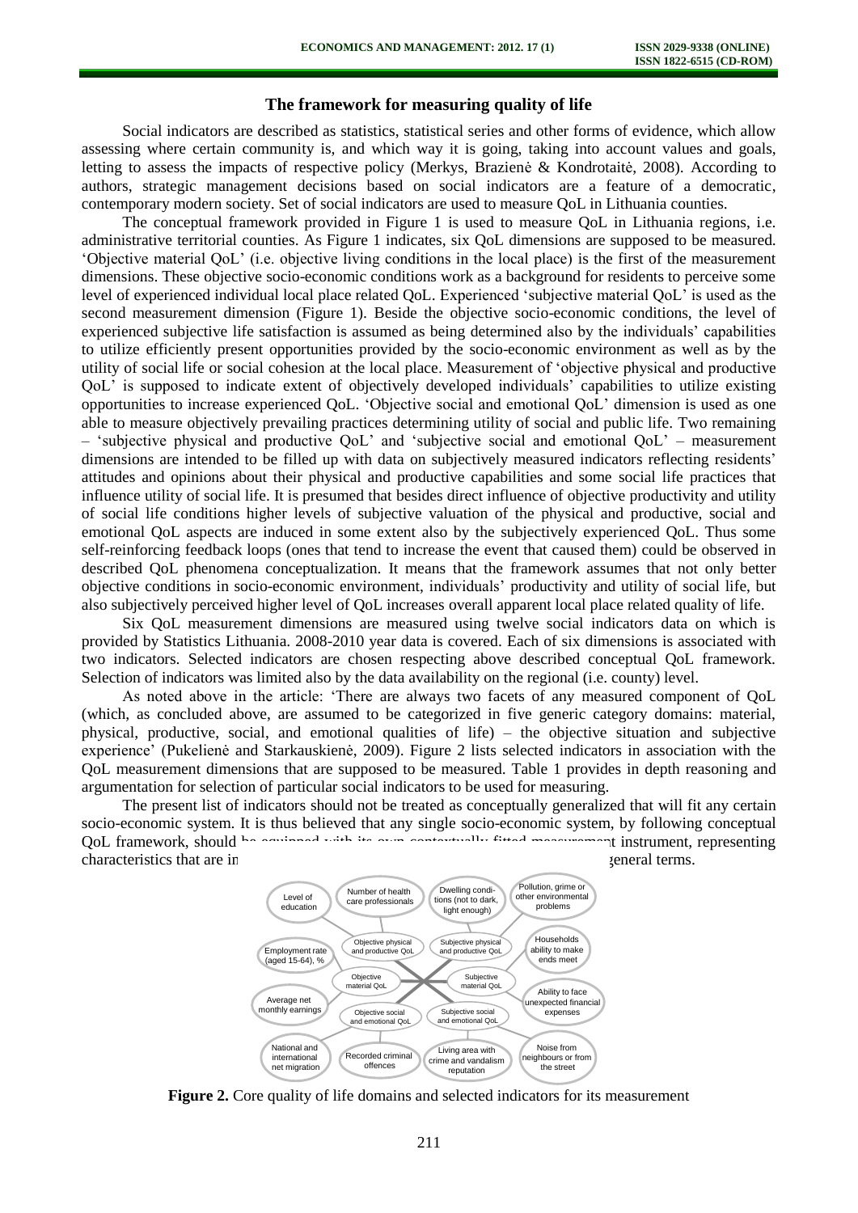## The framework for measuring quality of life

Social indicators are described as statistics, statistical series and other forms of evidence, which allow assessing where certain community is, and which way it is going, taking into account values and goals, letting to assess the impacts of respective policy (Merkys, Brazienė & Kondrotaitė, 2008). According to authors, strategic management decisions based on social indicators are a feature of a democratic, contemporary modern society. Set of social indicators are used to measure QoL in Lithuania counties.

The conceptual framework provided in Figure 1 is used to measure QoL in Lithuania regions, i.e. administrative territorial counties. As Figure 1 indicates, six QoL dimensions are supposed to be measured. 'Objective material QoL' (i.e. objective living conditions in the local place) is the first of the measurement dimensions. These objective socio-economic conditions work as a background for residents to perceive some level of experienced individual local place related QoL. Experienced 'subjective material QoL' is used as the second measurement dimension (Figure 1). Beside the objective socio-economic conditions, the level of experienced subjective life satisfaction is assumed as being determined also by the individuals' capabilities to utilize efficiently present opportunities provided by the socio-economic environment as well as by the utility of social life or social cohesion at the local place. Measurement of 'objective physical and productive QoL' is supposed to indicate extent of objectively developed individuals' capabilities to utilize existing opportunities to increase experienced QoL. 'Objective social and emotional QoL' dimension is used as one able to measure objectively prevailing practices determining utility of social and public life. Two remaining – 'subjective physical and productive QoL' and 'subjective social and emotional QoL' – measurement dimensions are intended to be filled up with data on subjectively measured indicators reflecting residents' attitudes and opinions about their physical and productive capabilities and some social life practices that influence utility of social life. It is presumed that besides direct influence of objective productivity and utility of social life conditions higher levels of subjective valuation of the physical and productive, social and emotional QoL aspects are induced in some extent also by the subjectively experienced QoL. Thus some self-reinforcing feedback loops (ones that tend to increase the event that caused them) could be observed in described QoL phenomena conceptualization. It means that the framework assumes that not only better objective conditions in socio-economic environment, individuals' productivity and utility of social life, but also subjectively perceived higher level of QoL increases overall apparent local place related quality of life.

Six QoL measurement dimensions are measured using twelve social indicators data on which is provided by Statistics Lithuania. 2008-2010 year data is covered. Each of six dimensions is associated with two indicators. Selected indicators are chosen respecting above described conceptual QoL framework. Selection of indicators was limited also by the data availability on the regional (i.e. county) level.

As noted above in the article: 'There are always two facets of any measured component of QoL (which, as concluded above, are assumed to be categorized in five generic category domains: material, physical, productive, social, and emotional qualities of life) – the objective situation and subjective experience' (Pukelienė and Starkauskienė, 2009). Figure 2 lists selected indicators in association with the QoL measurement dimensions that are supposed to be measured. Table 1 provides in depth reasoning and argumentation for selection of particular social indicators to be used for measuring.

The present list of indicators should not be treated as conceptually generalized that will fit any certain socio-economic system. It is thus believed that any single socio-economic system, by following conceptual QoL framework, should be equipped with its own contextually fitted measurement instrument, representing characteristics that are in general terms.

Level of education · Number of health care professionals · Dwelling conditions (not to dark, light enough) · Pollution, grime or other environmental problems · Employment rate (aged 15-64), % · Objective physical and productive QoL · Subjective physical and productive QoL · Households ability to make ends meet · Objective material QoL · Subjective material QoL · Ability to face unexpected financial expenses · Average net monthly earnings · Objective social and emotional QoL · Subjective social and emotional QoL · National and international net migration · Recorded criminal offences · Living area with crime and vandalism reputation · Noise from neighbours or from the street

**Figure 2.** Core quality of life domains and selected indicators for its measurement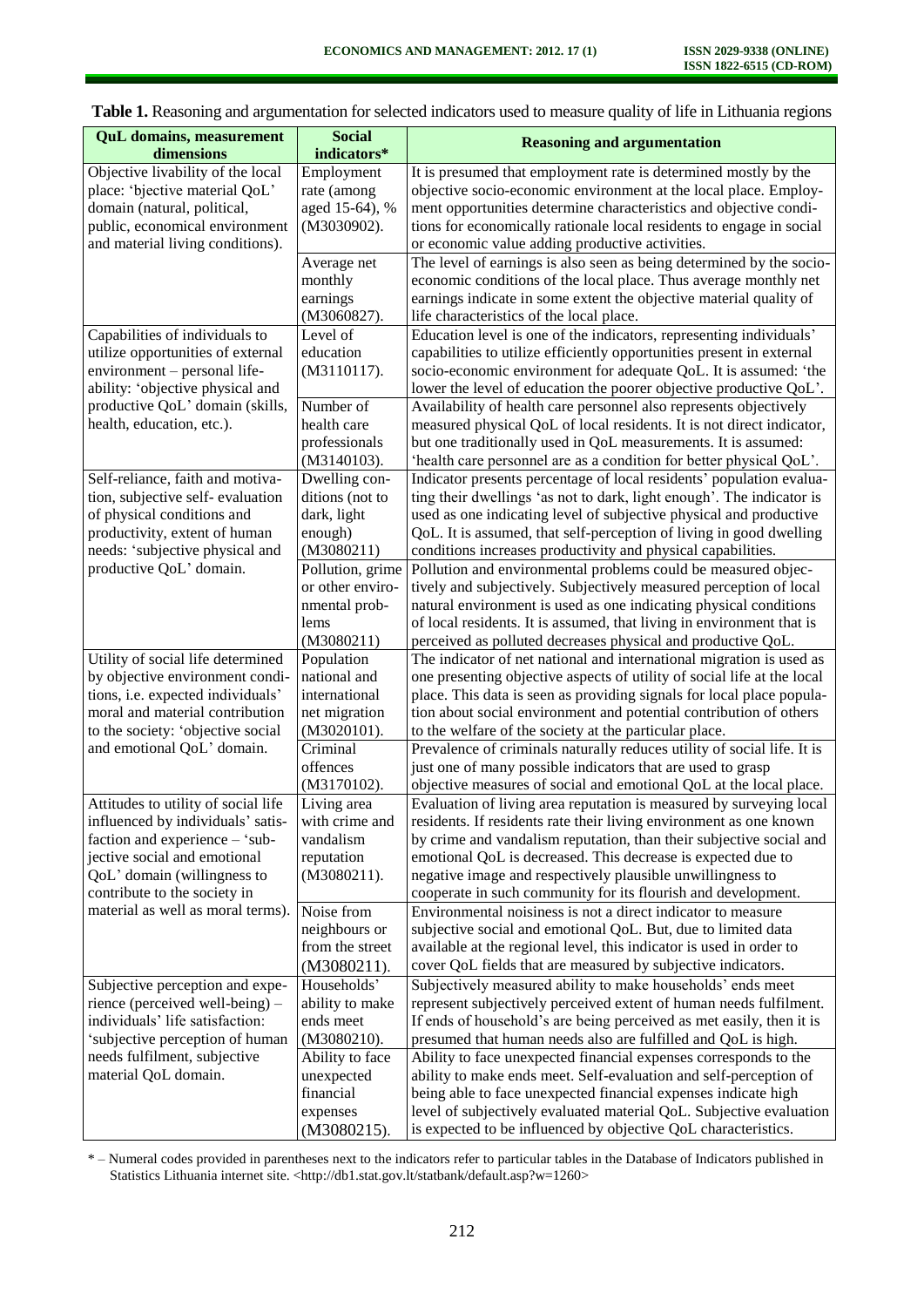**Table 1.** Reasoning and argumentation for selected indicators used to measure quality of life in Lithuania regions

| QuL domains, measurement dimensions | Social indicators* | Reasoning and argumentation |
|---|---|---|
| Objective livability of the local place: 'bjective material QoL' domain (natural, political, public, economical environment and material living conditions). | Employment rate (among aged 15-64), % (M3030902). | It is presumed that employment rate is determined mostly by the objective socio-economic environment at the local place. Employment opportunities determine characteristics and objective conditions for economically rationale local residents to engage in social or economic value adding productive activities. |
| | Average net monthly earnings (M3060827). | The level of earnings is also seen as being determined by the socio-economic conditions of the local place. Thus average monthly net earnings indicate in some extent the objective material quality of life characteristics of the local place. |
| Capabilities of individuals to utilize opportunities of external environment – personal life-ability: 'objective physical and productive QoL' domain (skills, health, education, etc.). | Level of education (M3110117). | Education level is one of the indicators, representing individuals' capabilities to utilize efficiently opportunities present in external socio-economic environment for adequate QoL. It is assumed: 'the lower the level of education the poorer objective productive QoL'. |
| | Number of health care professionals (M3140103). | Availability of health care personnel also represents objectively measured physical QoL of local residents. It is not direct indicator, but one traditionally used in QoL measurements. It is assumed: 'health care personnel are as a condition for better physical QoL'. |
| Self-reliance, faith and motivation, subjective self- evaluation of physical conditions and productivity, extent of human needs: 'subjective physical and productive QoL' domain. | Dwelling conditions (not to dark, light enough) (M3080211) | Indicator presents percentage of local residents' population evaluating their dwellings 'as not to dark, light enough'. The indicator is used as one indicating level of subjective physical and productive QoL. It is assumed, that self-perception of living in good dwelling conditions increases productivity and physical capabilities. |
| | Pollution, grime or other environmental problems (M3080211) | Pollution and environmental problems could be measured objectively and subjectively. Subjectively measured perception of local natural environment is used as one indicating physical conditions of local residents. It is assumed, that living in environment that is perceived as polluted decreases physical and productive QoL. |
| Utility of social life determined by objective environment conditions, i.e. expected individuals' moral and material contribution to the society: 'objective social and emotional QoL' domain. | Population national and international net migration (M3020101). | The indicator of net national and international migration is used as one presenting objective aspects of utility of social life at the local place. This data is seen as providing signals for local place population about social environment and potential contribution of others to the welfare of the society at the particular place. |
| | Criminal offences (M3170102). | Prevalence of criminals naturally reduces utility of social life. It is just one of many possible indicators that are used to grasp objective measures of social and emotional QoL at the local place. |
| Attitudes to utility of social life influenced by individuals' satisfaction and experience – 'subjective social and emotional QoL' domain (willingness to contribute to the society in material as well as moral terms). | Living area with crime and vandalism reputation (M3080211). | Evaluation of living area reputation is measured by surveying local residents. If residents rate their living environment as one known by crime and vandalism reputation, than their subjective social and emotional QoL is decreased. This decrease is expected due to negative image and respectively plausible unwillingness to cooperate in such community for its flourish and development. |
| | Noise from neighbours or from the street (M3080211). | Environmental noisiness is not a direct indicator to measure subjective social and emotional QoL. But, due to limited data available at the regional level, this indicator is used in order to cover QoL fields that are measured by subjective indicators. |
| Subjective perception and experience (perceived well-being) – individuals' life satisfaction: 'subjective perception of human needs fulfilment, subjective material QoL domain. | Households' ability to make ends meet (M3080210). | Subjectively measured ability to make households' ends meet represent subjectively perceived extent of human needs fulfilment. If ends of household's are being perceived as met easily, then it is presumed that human needs also are fulfilled and QoL is high. |
| | Ability to face unexpected financial expenses (M3080215). | Ability to face unexpected financial expenses corresponds to the ability to make ends meet. Self-evaluation and self-perception of being able to face unexpected financial expenses indicate high level of subjectively evaluated material QoL. Subjective evaluation is expected to be influenced by objective QoL characteristics. |

\* – Numeral codes provided in parentheses next to the indicators refer to particular tables in the Database of Indicators published in Statistics Lithuania internet site. <http://db1.stat.gov.lt/statbank/default.asp?w=1260>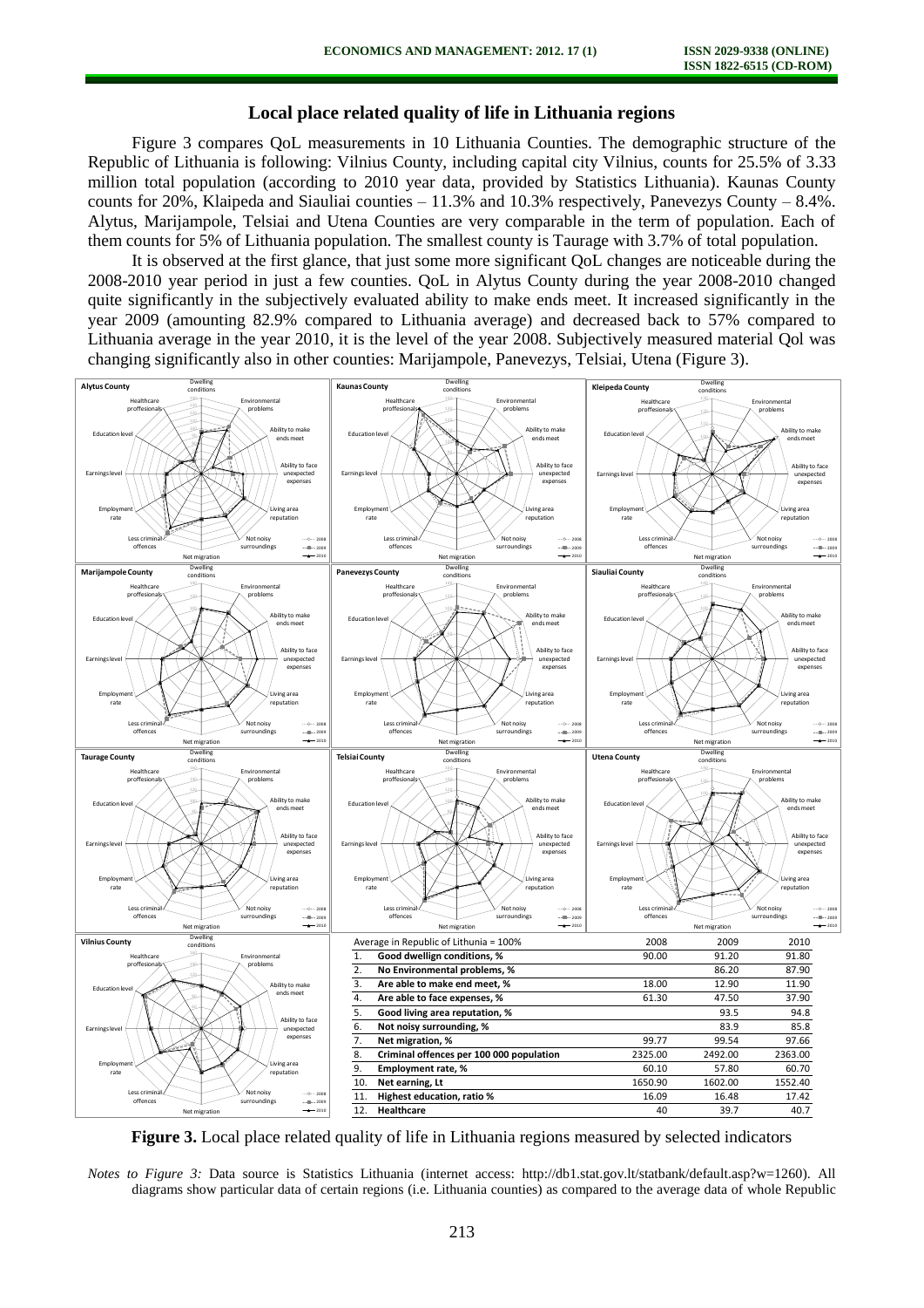## Local place related quality of life in Lithuania regions

Figure 3 compares QoL measurements in 10 Lithuania Counties. The demographic structure of the Republic of Lithuania is following: Vilnius County, including capital city Vilnius, counts for 25.5% of 3.33 million total population (according to 2010 year data, provided by Statistics Lithuania). Kaunas County counts for 20%, Klaipeda and Siauliai counties – 11.3% and 10.3% respectively, Panevezys County – 8.4%. Alytus, Marijampole, Telsiai and Utena Counties are very comparable in the term of population. Each of them counts for 5% of Lithuania population. The smallest county is Taurage with 3.7% of total population.

It is observed at the first glance, that just some more significant QoL changes are noticeable during the 2008-2010 year period in just a few counties. QoL in Alytus County during the year 2008-2010 changed quite significantly in the subjectively evaluated ability to make ends meet. It increased significantly in the year 2009 (amounting 82.9% compared to Lithuania average) and decreased back to 57% compared to Lithuania average in the year 2010, it is the level of the year 2008. Subjectively measured material Qol was changing significantly also in other counties: Marijampole, Panevezys, Telsiai, Utena (Figure 3).

| Average in Republic of Lithuania = 100% | 2008 | 2009 | 2010 |
|---|---|---|---|
| 1. Good dwellign conditions, % | 90.00 | 91.20 | 91.80 |
| 2. No Environmental problems, % | | 86.20 | 87.90 |
| 3. Are able to make end meet, % | 18.00 | 12.90 | 11.90 |
| 4. Are able to face expenses, % | 61.30 | 47.50 | 37.90 |
| 5. Good living area reputation, % | | 93.5 | 94.8 |
| 6. Not noisy surrounding, % | | 83.9 | 85.8 |
| 7. Net migration, % | 99.77 | 99.54 | 97.66 |
| 8. Criminal offences per 100 000 population | 2325.00 | 2492.00 | 2363.00 |
| 9. Employment rate, % | 60.10 | 57.80 | 60.70 |
| 10. Net earning, Lt | 1650.90 | 1602.00 | 1552.40 |
| 11. Highest education, ratio % | 16.09 | 16.48 | 17.42 |
| 12. Healthcare | 40 | 39.7 | 40.7 |

**Figure 3.** Local place related quality of life in Lithuania regions measured by selected indicators

*Notes to Figure 3:* Data source is Statistics Lithuania (internet access: http://db1.stat.gov.lt/statbank/default.asp?w=1260). All diagrams show particular data of certain regions (i.e. Lithuania counties) as compared to the average data of whole Republic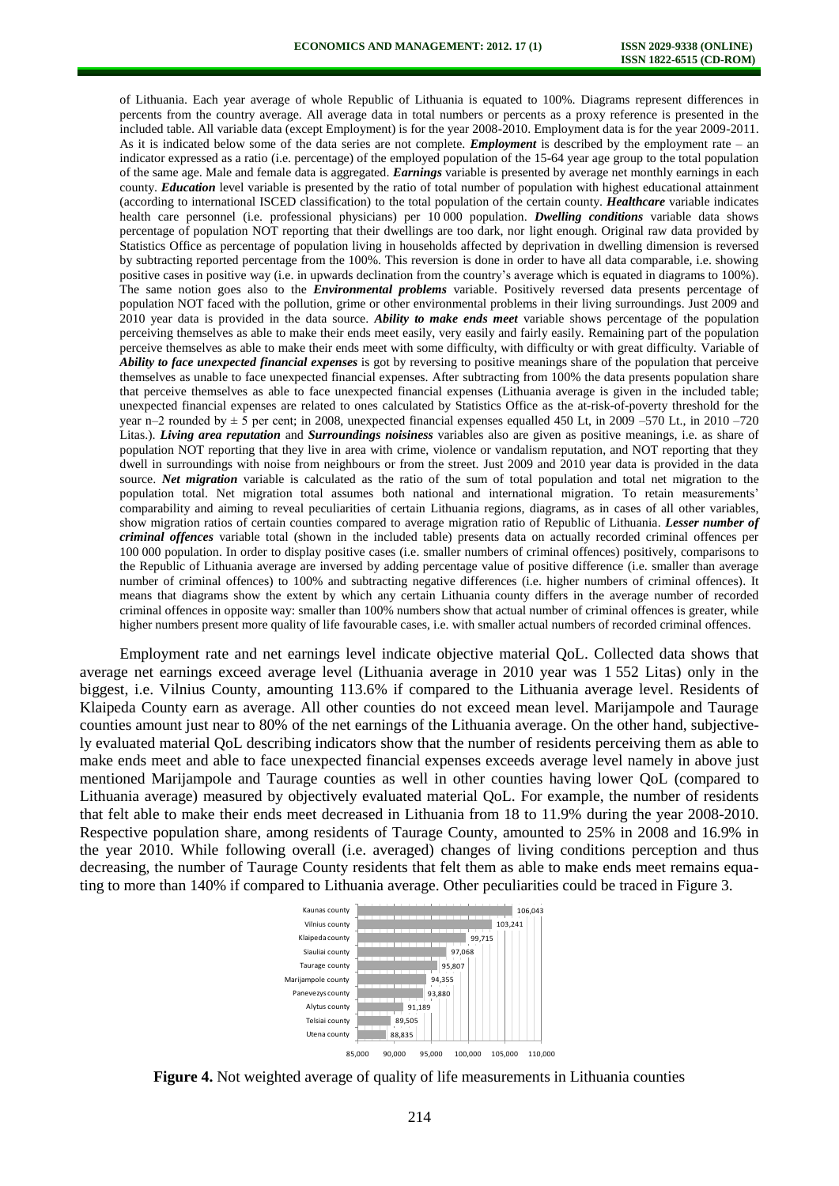of Lithuania. Each year average of whole Republic of Lithuania is equated to 100%. Diagrams represent differences in percents from the country average. All average data in total numbers or percents as a proxy reference is presented in the included table. All variable data (except Employment) is for the year 2008-2010. Employment data is for the year 2009-2011. As it is indicated below some of the data series are not complete. ***Employment*** is described by the employment rate – an indicator expressed as a ratio (i.e. percentage) of the employed population of the 15-64 year age group to the total population of the same age. Male and female data is aggregated. ***Earnings*** variable is presented by average net monthly earnings in each county. ***Education*** level variable is presented by the ratio of total number of population with highest educational attainment (according to international ISCED classification) to the total population of the certain county. ***Healthcare*** variable indicates health care personnel (i.e. professional physicians) per 10 000 population. ***Dwelling conditions*** variable data shows percentage of population NOT reporting that their dwellings are too dark, nor light enough. Original raw data provided by Statistics Office as percentage of population living in households affected by deprivation in dwelling dimension is reversed by subtracting reported percentage from the 100%. This reversion is done in order to have all data comparable, i.e. showing positive cases in positive way (i.e. in upwards declination from the country's average which is equated in diagrams to 100%). The same notion goes also to the ***Environmental problems*** variable. Positively reversed data presents percentage of population NOT faced with the pollution, grime or other environmental problems in their living surroundings. Just 2009 and 2010 year data is provided in the data source. ***Ability to make ends meet*** variable shows percentage of the population perceiving themselves as able to make their ends meet easily, very easily and fairly easily. Remaining part of the population perceive themselves as able to make their ends meet with some difficulty, with difficulty or with great difficulty. Variable of ***Ability to face unexpected financial expenses*** is got by reversing to positive meanings share of the population that perceive themselves as unable to face unexpected financial expenses. After subtracting from 100% the data presents population share that perceive themselves as able to face unexpected financial expenses (Lithuania average is given in the included table; unexpected financial expenses are related to ones calculated by Statistics Office as the at-risk-of-poverty threshold for the year n–2 rounded by ± 5 per cent; in 2008, unexpected financial expenses equalled 450 Lt, in 2009 –570 Lt., in 2010 –720 Litas.). ***Living area reputation*** and ***Surroundings noisiness*** variables also are given as positive meanings, i.e. as share of population NOT reporting that they live in area with crime, violence or vandalism reputation, and NOT reporting that they dwell in surroundings with noise from neighbours or from the street. Just 2009 and 2010 year data is provided in the data source. ***Net migration*** variable is calculated as the ratio of the sum of total population and total net migration to the population total. Net migration total assumes both national and international migration. To retain measurements' comparability and aiming to reveal peculiarities of certain Lithuania regions, diagrams, as in cases of all other variables, show migration ratios of certain counties compared to average migration ratio of Republic of Lithuania. ***Lesser number of criminal offences*** variable total (shown in the included table) presents data on actually recorded criminal offences per 100 000 population. In order to display positive cases (i.e. smaller numbers of criminal offences) positively, comparisons to the Republic of Lithuania average are inversed by adding percentage value of positive difference (i.e. smaller than average number of criminal offences) to 100% and subtracting negative differences (i.e. higher numbers of criminal offences). It means that diagrams show the extent by which any certain Lithuania county differs in the average number of recorded criminal offences in opposite way: smaller than 100% numbers show that actual number of criminal offences is greater, while higher numbers present more quality of life favourable cases, i.e. with smaller actual numbers of recorded criminal offences.

Employment rate and net earnings level indicate objective material QoL. Collected data shows that average net earnings exceed average level (Lithuania average in 2010 year was 1 552 Litas) only in the biggest, i.e. Vilnius County, amounting 113.6% if compared to the Lithuania average level. Residents of Klaipeda County earn as average. All other counties do not exceed mean level. Marijampole and Taurage counties amount just near to 80% of the net earnings of the Lithuania average. On the other hand, subjectively evaluated material QoL describing indicators show that the number of residents perceiving them as able to make ends meet and able to face unexpected financial expenses exceeds average level namely in above just mentioned Marijampole and Taurage counties as well in other counties having lower QoL (compared to Lithuania average) measured by objectively evaluated material QoL. For example, the number of residents that felt able to make their ends meet decreased in Lithuania from 18 to 11.9% during the year 2008-2010. Respective population share, among residents of Taurage County, amounted to 25% in 2008 and 16.9% in the year 2010. While following overall (i.e. averaged) changes of living conditions perception and thus decreasing, the number of Taurage County residents that felt them as able to make ends meet remains equating to more than 140% if compared to Lithuania average. Other peculiarities could be traced in Figure 3.

| County | Value |
|---|---|
| Kaunas county | 106,043 |
| Vilnius county | 103,241 |
| Klaipeda county | 99,715 |
| Siauliai county | 97,068 |
| Taurage county | 95,807 |
| Marijampole county | 94,355 |
| Panevezys county | 93,880 |
| Alytus county | 91,189 |
| Telsiai county | 89,505 |
| Utena county | 88,835 |

**Figure 4.** Not weighted average of quality of life measurements in Lithuania counties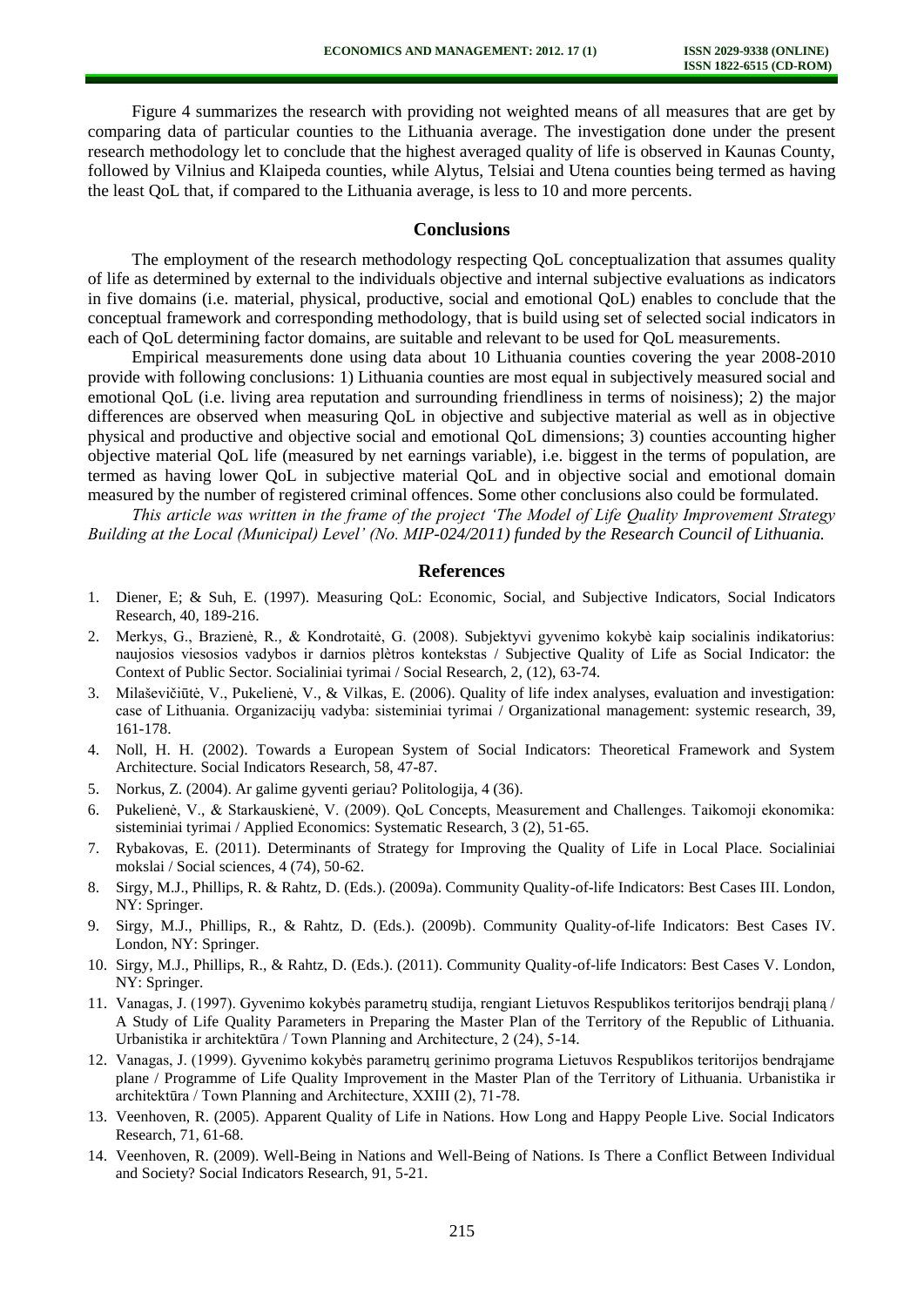Figure 4 summarizes the research with providing not weighted means of all measures that are get by comparing data of particular counties to the Lithuania average. The investigation done under the present research methodology let to conclude that the highest averaged quality of life is observed in Kaunas County, followed by Vilnius and Klaipeda counties, while Alytus, Telsiai and Utena counties being termed as having the least QoL that, if compared to the Lithuania average, is less to 10 and more percents.

## Conclusions

The employment of the research methodology respecting QoL conceptualization that assumes quality of life as determined by external to the individuals objective and internal subjective evaluations as indicators in five domains (i.e. material, physical, productive, social and emotional QoL) enables to conclude that the conceptual framework and corresponding methodology, that is build using set of selected social indicators in each of QoL determining factor domains, are suitable and relevant to be used for QoL measurements.

Empirical measurements done using data about 10 Lithuania counties covering the year 2008-2010 provide with following conclusions: 1) Lithuania counties are most equal in subjectively measured social and emotional QoL (i.e. living area reputation and surrounding friendliness in terms of noisiness); 2) the major differences are observed when measuring QoL in objective and subjective material as well as in objective physical and productive and objective social and emotional QoL dimensions; 3) counties accounting higher objective material QoL life (measured by net earnings variable), i.e. biggest in the terms of population, are termed as having lower QoL in subjective material QoL and in objective social and emotional domain measured by the number of registered criminal offences. Some other conclusions also could be formulated.

*This article was written in the frame of the project 'The Model of Life Quality Improvement Strategy Building at the Local (Municipal) Level' (No. MIP-024/2011) funded by the Research Council of Lithuania.*

## References

1. Diener, E; & Suh, E. (1997). Measuring QoL: Economic, Social, and Subjective Indicators, Social Indicators Research, 40, 189-216.
2. Merkys, G., Brazienė, R., & Kondrotaitė, G. (2008). Subjektyvi gyvenimo kokybė kaip socialinis indikatorius: naujosios viesosios vadybos ir darnios plėtros kontekstas / Subjective Quality of Life as Social Indicator: the Context of Public Sector. Socialiniai tyrimai / Social Research, 2, (12), 63-74.
3. Milaševičiūtė, V., Pukelienė, V., & Vilkas, E. (2006). Quality of life index analyses, evaluation and investigation: case of Lithuania. Organizacijų vadyba: sisteminiai tyrimai / Organizational management: systemic research, 39, 161-178.
4. Noll, H. H. (2002). Towards a European System of Social Indicators: Theoretical Framework and System Architecture. Social Indicators Research, 58, 47-87.
5. Norkus, Z. (2004). Ar galime gyventi geriau? Politologija, 4 (36).
6. Pukelienė, V., & Starkauskienė, V. (2009). QoL Concepts, Measurement and Challenges. Taikomoji ekonomika: sisteminiai tyrimai / Applied Economics: Systematic Research, 3 (2), 51-65.
7. Rybakovas, E. (2011). Determinants of Strategy for Improving the Quality of Life in Local Place. Socialiniai mokslai / Social sciences, 4 (74), 50-62.
8. Sirgy, M.J., Phillips, R. & Rahtz, D. (Eds.). (2009a). Community Quality-of-life Indicators: Best Cases III. London, NY: Springer.
9. Sirgy, M.J., Phillips, R., & Rahtz, D. (Eds.). (2009b). Community Quality-of-life Indicators: Best Cases IV. London, NY: Springer.
10. Sirgy, M.J., Phillips, R., & Rahtz, D. (Eds.). (2011). Community Quality-of-life Indicators: Best Cases V. London, NY: Springer.
11. Vanagas, J. (1997). Gyvenimo kokybės parametrų studija, rengiant Lietuvos Respublikos teritorijos bendrąjį planą / A Study of Life Quality Parameters in Preparing the Master Plan of the Territory of the Republic of Lithuania. Urbanistika ir architektūra / Town Planning and Architecture, 2 (24), 5-14.
12. Vanagas, J. (1999). Gyvenimo kokybės parametrų gerinimo programa Lietuvos Respublikos teritorijos bendrąjame plane / Programme of Life Quality Improvement in the Master Plan of the Territory of Lithuania. Urbanistika ir architektūra / Town Planning and Architecture, XXIII (2), 71-78.
13. Veenhoven, R. (2005). Apparent Quality of Life in Nations. How Long and Happy People Live. Social Indicators Research, 71, 61-68.
14. Veenhoven, R. (2009). Well-Being in Nations and Well-Being of Nations. Is There a Conflict Between Individual and Society? Social Indicators Research, 91, 5-21.